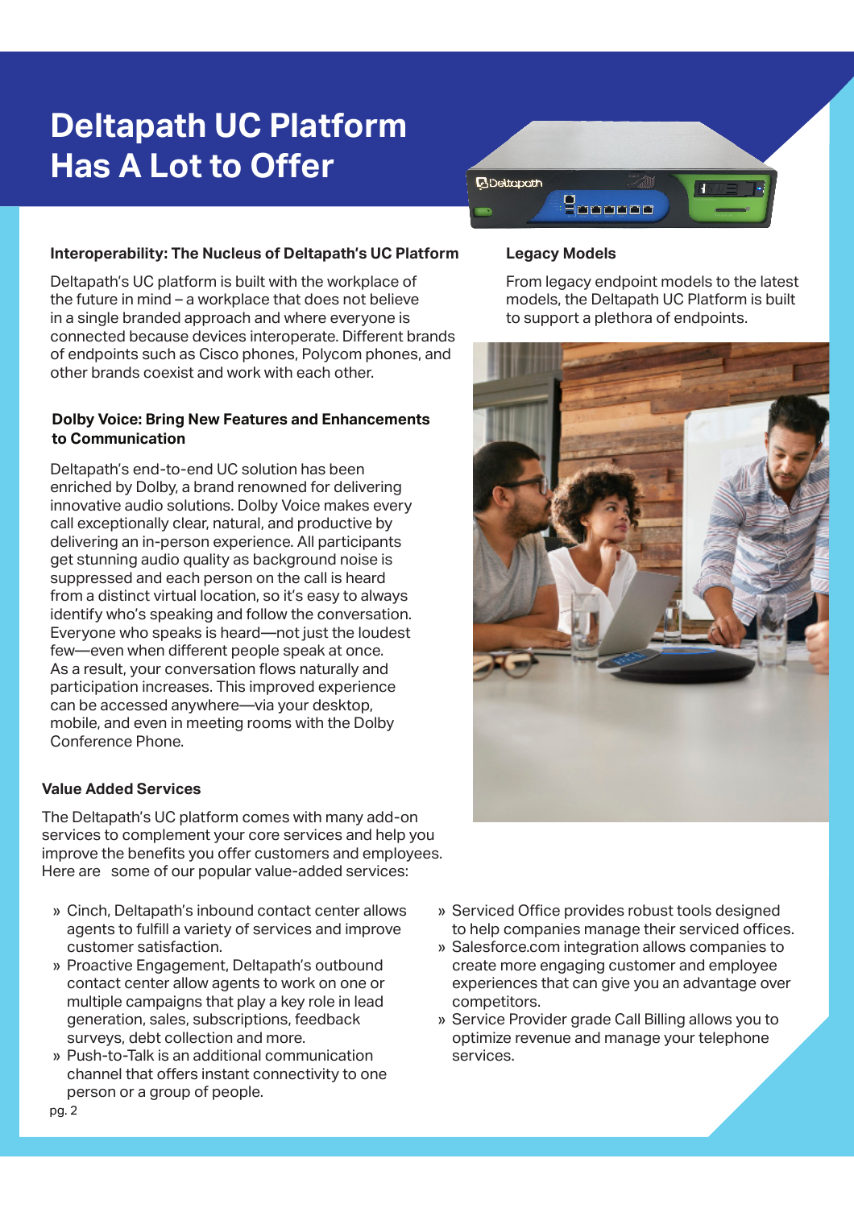# Deltapath UC Platform Has A Lot to Offer

### Interoperability: The Nucleus of Deltapath's UC Platform

Deltapath's UC platform is built with the workplace of the future in mind – a workplace that does not believe in a single branded approach and where everyone is connected because devices interoperate. Different brands of endpoints such as Cisco phones, Polycom phones, and other brands coexist and work with each other.

### Dolby Voice: Bring New Features and Enhancements to Communication

Deltapath's end-to-end UC solution has been enriched by Dolby, a brand renowned for delivering innovative audio solutions. Dolby Voice makes every call exceptionally clear, natural, and productive by delivering an in-person experience. All participants get stunning audio quality as background noise is suppressed and each person on the call is heard from a distinct virtual location, so it's easy to always identify who's speaking and follow the conversation. Everyone who speaks is heard—not just the loudest few—even when different people speak at once. As a result, your conversation flows naturally and participation increases. This improved experience can be accessed anywhere—via your desktop, mobile, and even in meeting rooms with the Dolby Conference Phone.

### Legacy Models

From legacy endpoint models to the latest models, the Deltapath UC Platform is built to support a plethora of endpoints.

### Value Added Services

The Deltapath's UC platform comes with many add-on services to complement your core services and help you improve the benefits you offer customers and employees. Here are some of our popular value-added services:

- Cinch, Deltapath's inbound contact center allows agents to fulfill a variety of services and improve customer satisfaction.
- Proactive Engagement, Deltapath's outbound contact center allow agents to work on one or multiple campaigns that play a key role in lead generation, sales, subscriptions, feedback surveys, debt collection and more.
- Push-to-Talk is an additional communication channel that offers instant connectivity to one person or a group of people.
- Serviced Office provides robust tools designed to help companies manage their serviced offices.
- Salesforce.com integration allows companies to create more engaging customer and employee experiences that can give you an advantage over competitors.
- Service Provider grade Call Billing allows you to optimize revenue and manage your telephone services.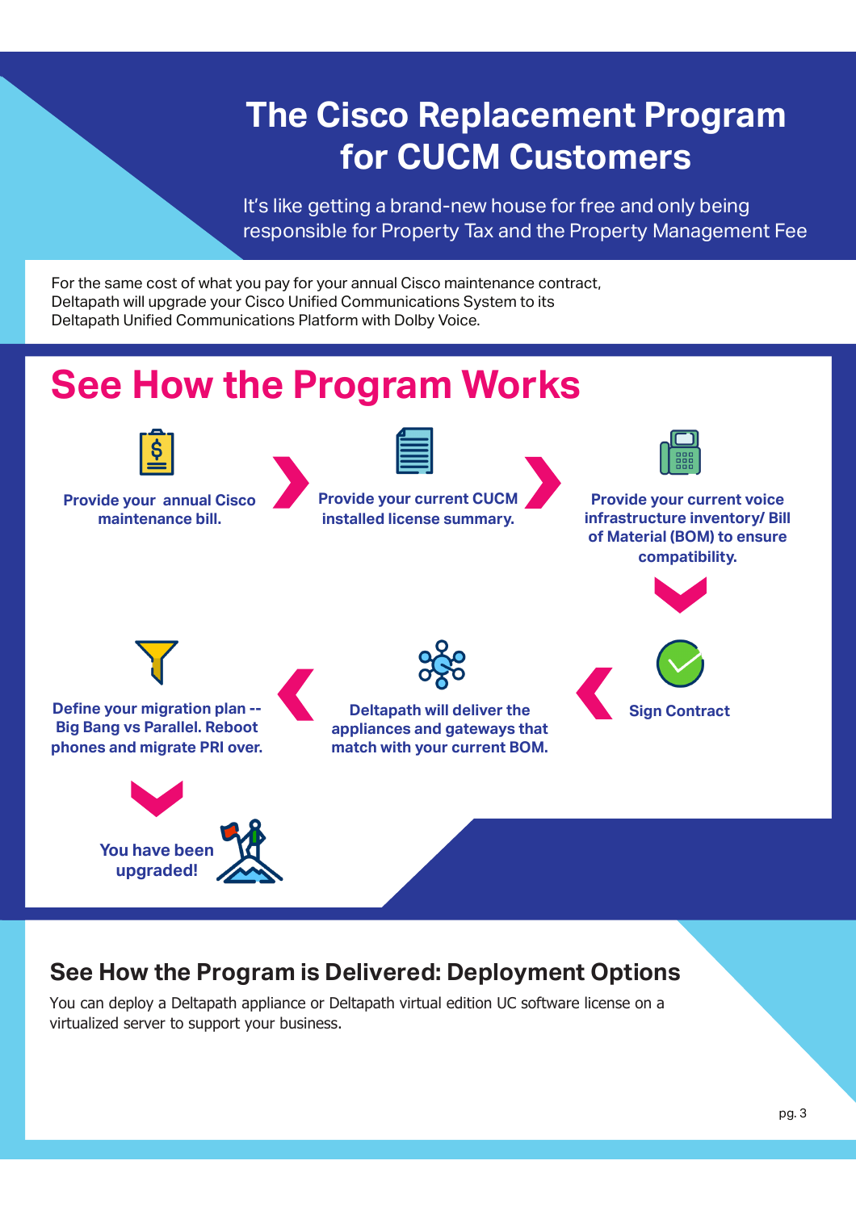# The Cisco Replacement Program for CUCM Customers

It's like getting a brand-new house for free and only being responsible for Property Tax and the Property Management Fee

For the same cost of what you pay for your annual Cisco maintenance contract, Deltapath will upgrade your Cisco Unified Communications System to its Deltapath Unified Communications Platform with Dolby Voice.

## See How the Program Works

1. **Provide your annual Cisco maintenance bill.**
2. **Provide your current CUCM installed license summary.**
3. **Provide your current voice infrastructure inventory/ Bill of Material (BOM) to ensure compatibility.**
4. **Sign Contract**
5. **Deltapath will deliver the appliances and gateways that match with your current BOM.**
6. **Define your migration plan -- Big Bang vs Parallel. Reboot phones and migrate PRI over.**
7. **You have been upgraded!**

## See How the Program is Delivered: Deployment Options

You can deploy a Deltapath appliance or Deltapath virtual edition UC software license on a virtualized server to support your business.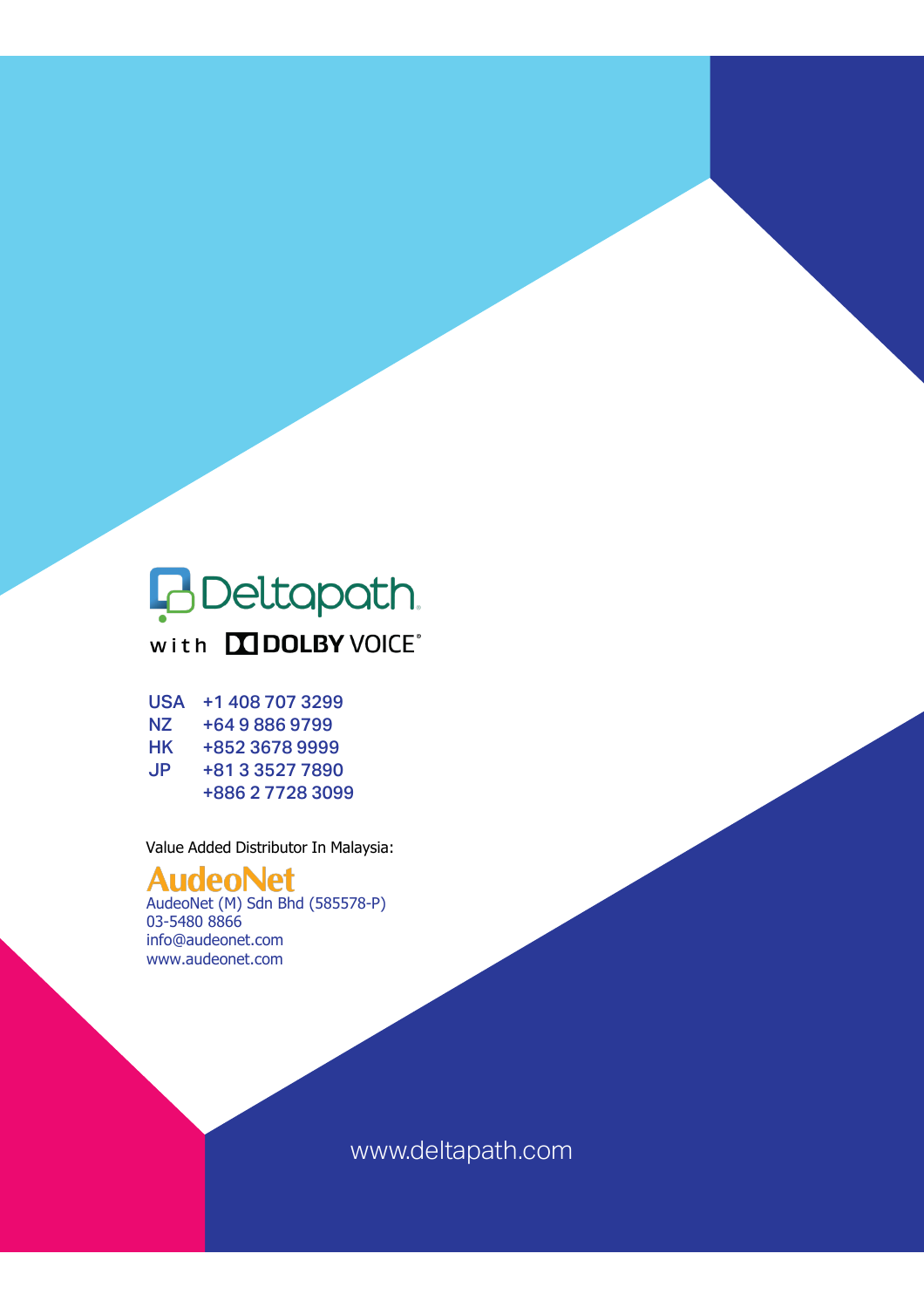Deltapath

with DOLBY VOICE®

| | |
|---|---|
| USA | +1 408 707 3299 |
| NZ | +64 9 886 9799 |
| HK | +852 3678 9999 |
| JP | +81 3 3527 7890 |
| | +886 2 7728 3099 |

Value Added Distributor In Malaysia:

**AudeoNet**

AudeoNet (M) Sdn Bhd (585578-P)
03-5480 8866
info@audeonet.com
www.audeonet.com

www.deltapath.com